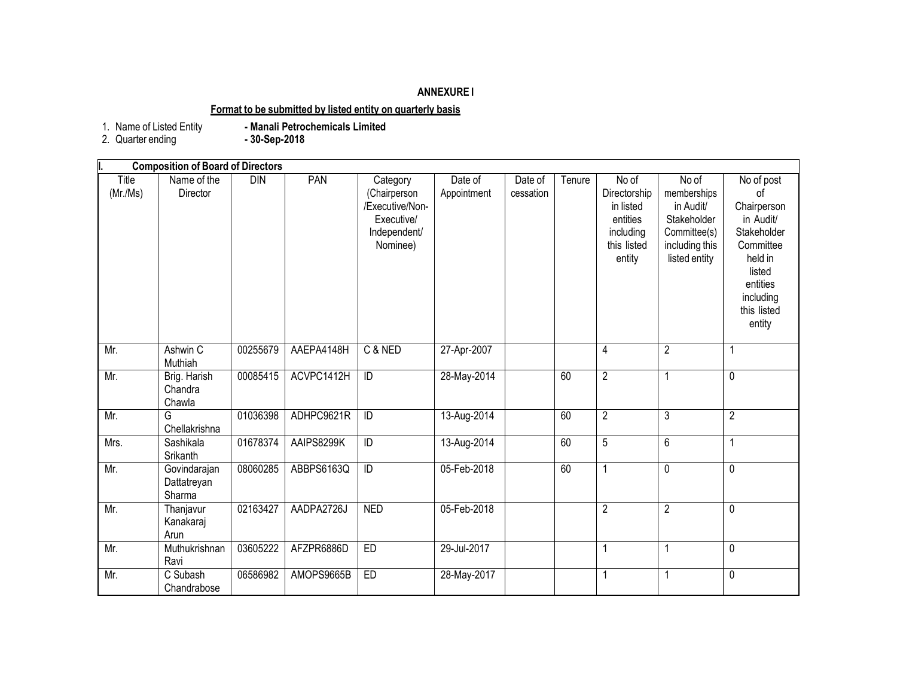**ANNEXURE I**

**Format to be submitted by listed entity on quarterly basis**

1. Name of Listed Entity **- Manali Petrochemicals Limited**
2. Quarter ending **- 30-Sep-2018**

**I. Composition of Board of Directors**

| Title (Mr./Ms) | Name of the Director | DIN | PAN | Category (Chairperson /Executive/Non-Executive/ Independent/ Nominee) | Date of Appointment | Date of cessation | Tenure | No of Directorship in listed entities including this listed entity | No of memberships in Audit/ Stakeholder Committee(s) including this listed entity | No of post of Chairperson in Audit/ Stakeholder Committee held in listed entities including this listed entity |
|---|---|---|---|---|---|---|---|---|---|---|
| Mr. | Ashwin C Muthiah | 00255679 | AAEPA4148H | C & NED | 27-Apr-2007 | | | 4 | 2 | 1 |
| Mr. | Brig. Harish Chandra Chawla | 00085415 | ACVPC1412H | ID | 28-May-2014 | | 60 | 2 | 1 | 0 |
| Mr. | G Chellakrishna | 01036398 | ADHPC9621R | ID | 13-Aug-2014 | | 60 | 2 | 3 | 2 |
| Mrs. | Sashikala Srikanth | 01678374 | AAIPS8299K | ID | 13-Aug-2014 | | 60 | 5 | 6 | 1 |
| Mr. | Govindarajan Dattatreyan Sharma | 08060285 | ABBPS6163Q | ID | 05-Feb-2018 | | 60 | 1 | 0 | 0 |
| Mr. | Thanjavur Kanakaraj Arun | 02163427 | AADPA2726J | NED | 05-Feb-2018 | | | 2 | 2 | 0 |
| Mr. | Muthukrishnan Ravi | 03605222 | AFZPR6886D | ED | 29-Jul-2017 | | | 1 | 1 | 0 |
| Mr. | C Subash Chandrabose | 06586982 | AMOPS9665B | ED | 28-May-2017 | | | 1 | 1 | 0 |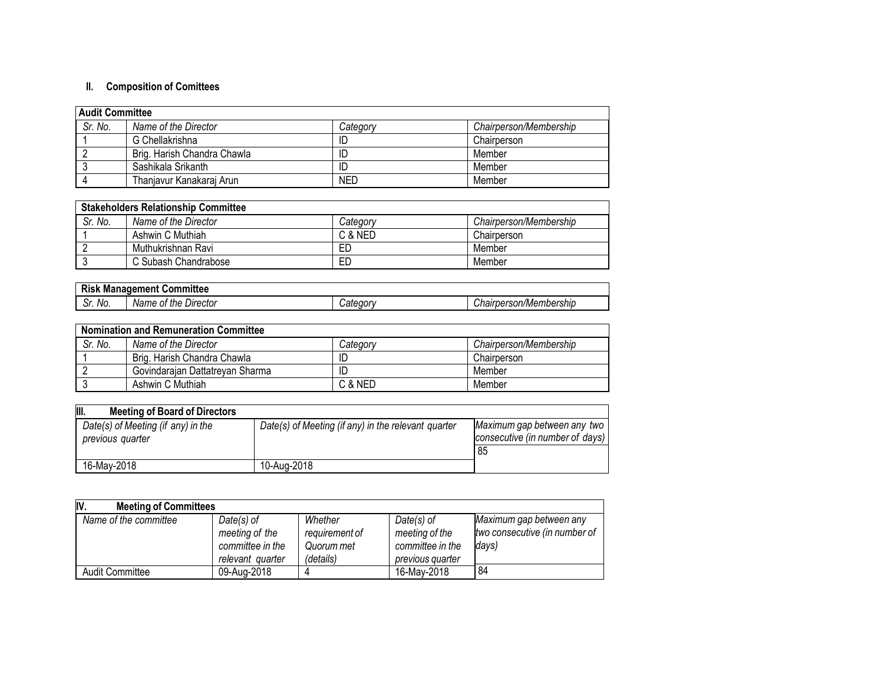## II. Composition of Comittees

| Audit Committee | | | |
|---|---|---|---|
| *Sr. No.* | *Name of the Director* | *Category* | *Chairperson/Membership* |
| 1 | G Chellakrishna | ID | Chairperson |
| 2 | Brig. Harish Chandra Chawla | ID | Member |
| 3 | Sashikala Srikanth | ID | Member |
| 4 | Thanjavur Kanakaraj Arun | NED | Member |

| Stakeholders Relationship Committee | | | |
|---|---|---|---|
| *Sr. No.* | *Name of the Director* | *Category* | *Chairperson/Membership* |
| 1 | Ashwin C Muthiah | C & NED | Chairperson |
| 2 | Muthukrishnan Ravi | ED | Member |
| 3 | C Subash Chandrabose | ED | Member |

| Risk Management Committee | | | |
|---|---|---|---|
| *Sr. No.* | *Name of the Director* | *Category* | *Chairperson/Membership* |

| Nomination and Remuneration Committee | | | |
|---|---|---|---|
| *Sr. No.* | *Name of the Director* | *Category* | *Chairperson/Membership* |
| 1 | Brig. Harish Chandra Chawla | ID | Chairperson |
| 2 | Govindarajan Dattatreyan Sharma | ID | Member |
| 3 | Ashwin C Muthiah | C & NED | Member |

| III. Meeting of Board of Directors | | |
|---|---|---|
| *Date(s) of Meeting (if any) in the previous quarter* | *Date(s) of Meeting (if any) in the relevant quarter* | *Maximum gap between any two consecutive (in number of days)* |
| 16-May-2018 | 10-Aug-2018 | 85 |

| IV. Meeting of Committees | | | | |
|---|---|---|---|---|
| *Name of the committee* | *Date(s) of meeting of the committee in the relevant quarter* | *Whether requirement of Quorum met (details)* | *Date(s) of meeting of the committee in the previous quarter* | *Maximum gap between any two consecutive (in number of days)* |
| Audit Committee | 09-Aug-2018 | 4 | 16-May-2018 | 84 |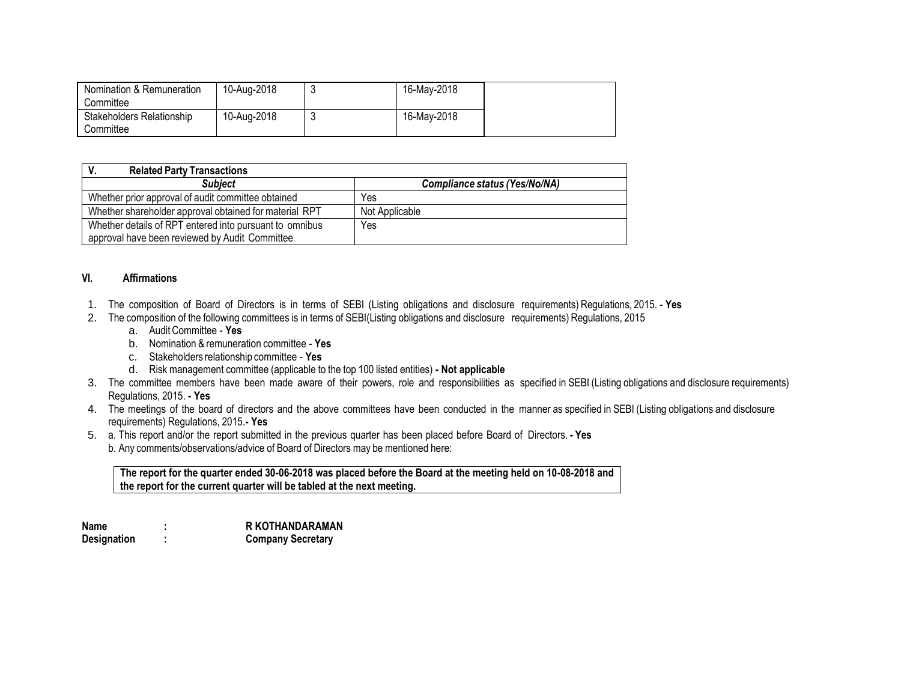| | | | | |
|---|---|---|---|---|
| Nomination & Remuneration Committee | 10-Aug-2018 | 3 | 16-May-2018 | |
| Stakeholders Relationship Committee | 10-Aug-2018 | 3 | 16-May-2018 | |

| **V. Related Party Transactions** | |
|---|---|
| ***Subject*** | ***Compliance status (Yes/No/NA)*** |
| Whether prior approval of audit committee obtained | Yes |
| Whether shareholder approval obtained for material RPT | Not Applicable |
| Whether details of RPT entered into pursuant to omnibus approval have been reviewed by Audit Committee | Yes |

**VI. Affirmations**

1. The composition of Board of Directors is in terms of SEBI (Listing obligations and disclosure requirements) Regulations, 2015. - **Yes**
2. The composition of the following committees is in terms of SEBI(Listing obligations and disclosure requirements) Regulations, 2015
   a. Audit Committee - **Yes**
   b. Nomination & remuneration committee - **Yes**
   c. Stakeholders relationship committee - **Yes**
   d. Risk management committee (applicable to the top 100 listed entities) **- Not applicable**
3. The committee members have been made aware of their powers, role and responsibilities as specified in SEBI (Listing obligations and disclosure requirements) Regulations, 2015. **- Yes**
4. The meetings of the board of directors and the above committees have been conducted in the manner as specified in SEBI (Listing obligations and disclosure requirements) Regulations, 2015.**- Yes**
5. a. This report and/or the report submitted in the previous quarter has been placed before Board of Directors. **- Yes**
   b. Any comments/observations/advice of Board of Directors may be mentioned here:

**The report for the quarter ended 30-06-2018 was placed before the Board at the meeting held on 10-08-2018 and the report for the current quarter will be tabled at the next meeting.**

**Name : R KOTHANDARAMAN**
**Designation : Company Secretary**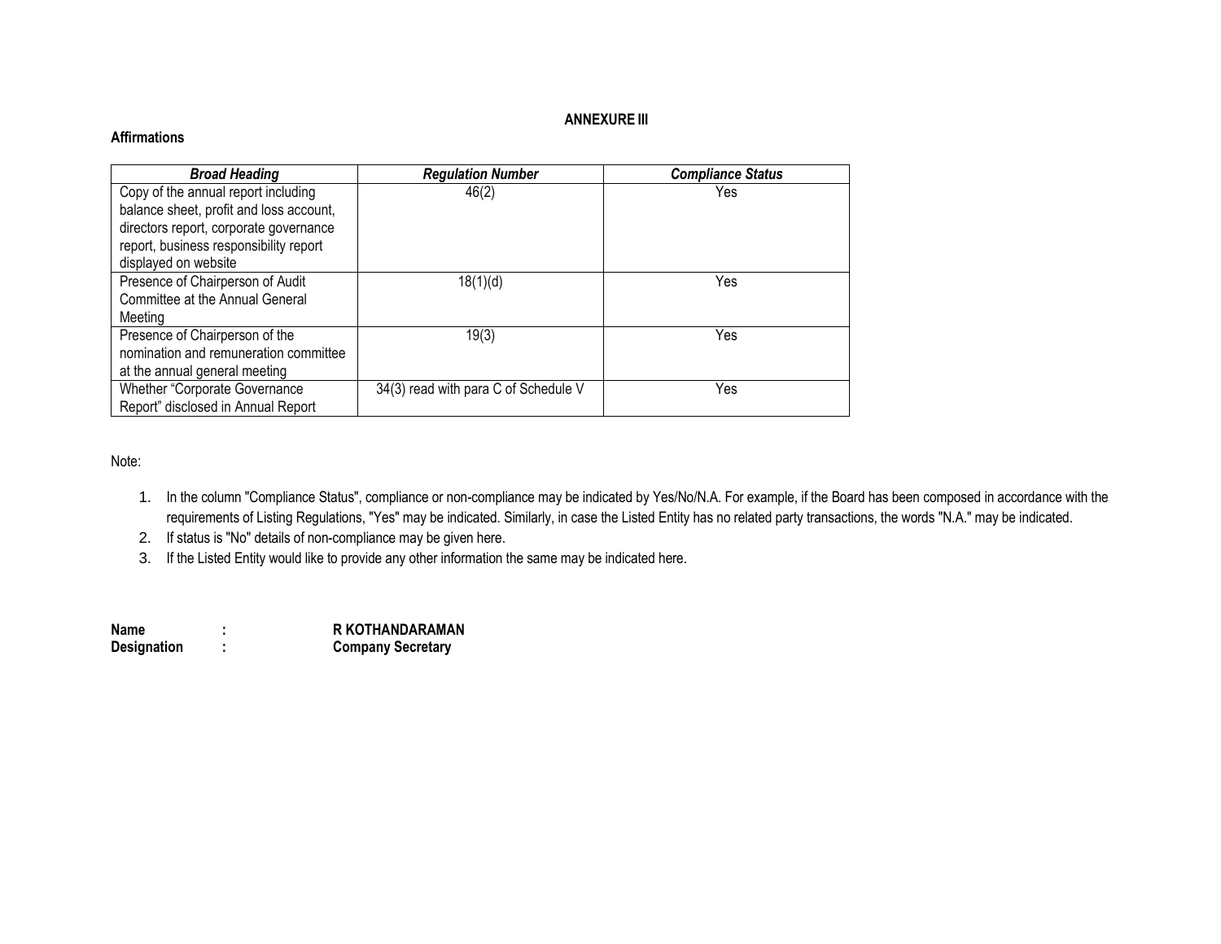# ANNEXURE III

**Affirmations**

| ***Broad Heading*** | ***Regulation Number*** | ***Compliance Status*** |
|---|---|---|
| Copy of the annual report including balance sheet, profit and loss account, directors report, corporate governance report, business responsibility report displayed on website | 46(2) | Yes |
| Presence of Chairperson of Audit Committee at the Annual General Meeting | 18(1)(d) | Yes |
| Presence of Chairperson of the nomination and remuneration committee at the annual general meeting | 19(3) | Yes |
| Whether "Corporate Governance Report" disclosed in Annual Report | 34(3) read with para C of Schedule V | Yes |

Note:

1. In the column "Compliance Status", compliance or non-compliance may be indicated by Yes/No/N.A. For example, if the Board has been composed in accordance with the requirements of Listing Regulations, "Yes" may be indicated. Similarly, in case the Listed Entity has no related party transactions, the words "N.A." may be indicated.
2. If status is "No" details of non-compliance may be given here.
3. If the Listed Entity would like to provide any other information the same may be indicated here.

**Name : R KOTHANDARAMAN**
**Designation : Company Secretary**